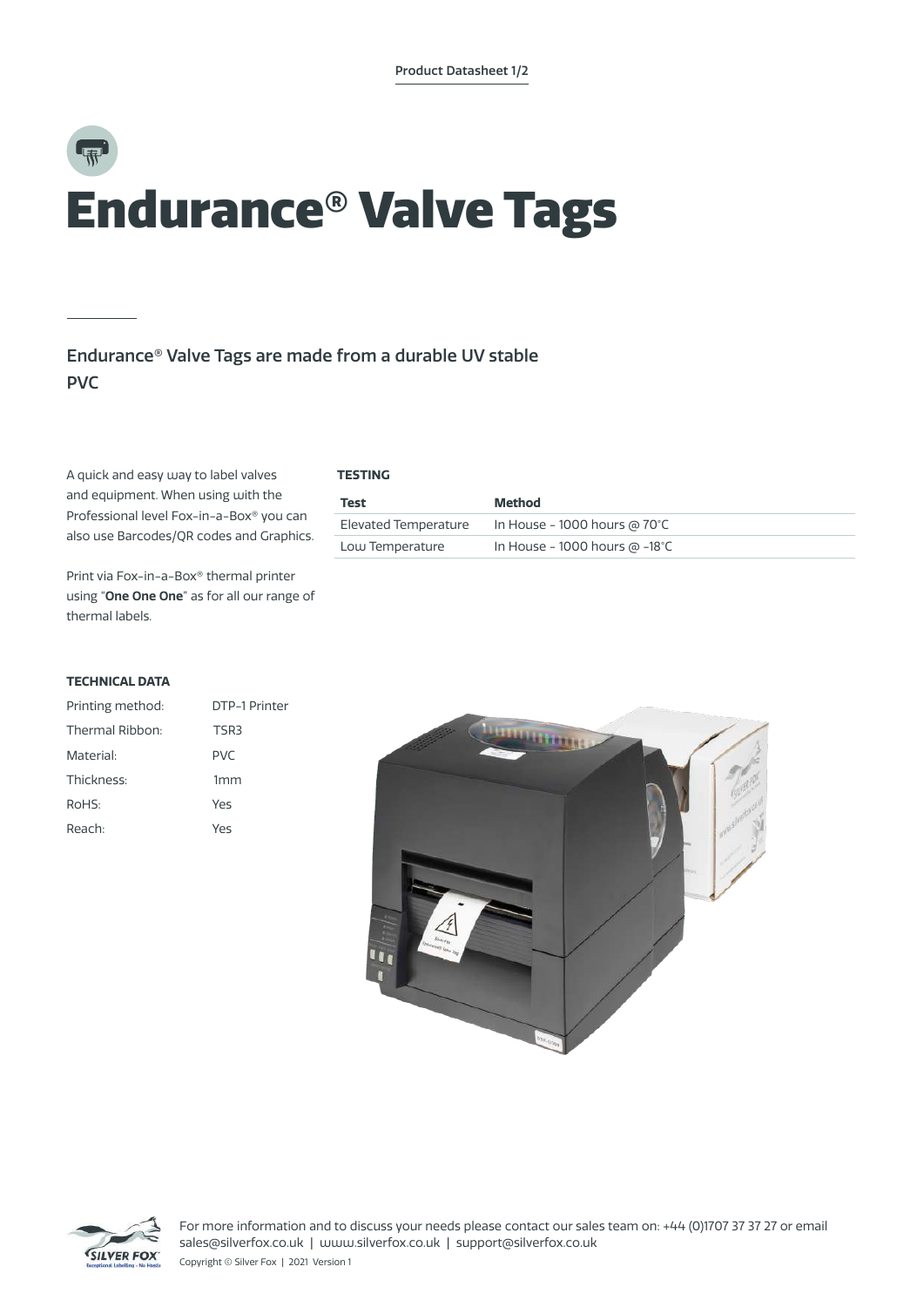# Endurance® Valve Tags

## Endurance® Valve Tags are made from a durable UV stable PVC

A quick and easy way to label valves and equipment. When using with the Professional level Fox-in-a-Box® you can also use Barcodes/QR codes and Graphics.

Print via Fox-in-a-Box® thermal printer using "**One One One**" as for all our range of thermal labels.

**TESTING**

| Test | Method |
|---|---|
| Elevated Temperature | In House - 1000 hours @ 70°C |
| Low Temperature | In House - 1000 hours @ -18°C |

**TECHNICAL DATA**

| | |
|---|---|
| Printing method: | DTP-1 Printer |
| Thermal Ribbon: | TSR3 |
| Material: | PVC |
| Thickness: | 1mm |
| RoHS: | Yes |
| Reach: | Yes |

For more information and to discuss your needs please contact our sales team on: +44 (0)1707 37 37 27 or email sales@silverfox.co.uk | www.silverfox.co.uk | support@silverfox.co.uk

Copyright © Silver Fox | 2021 Version 1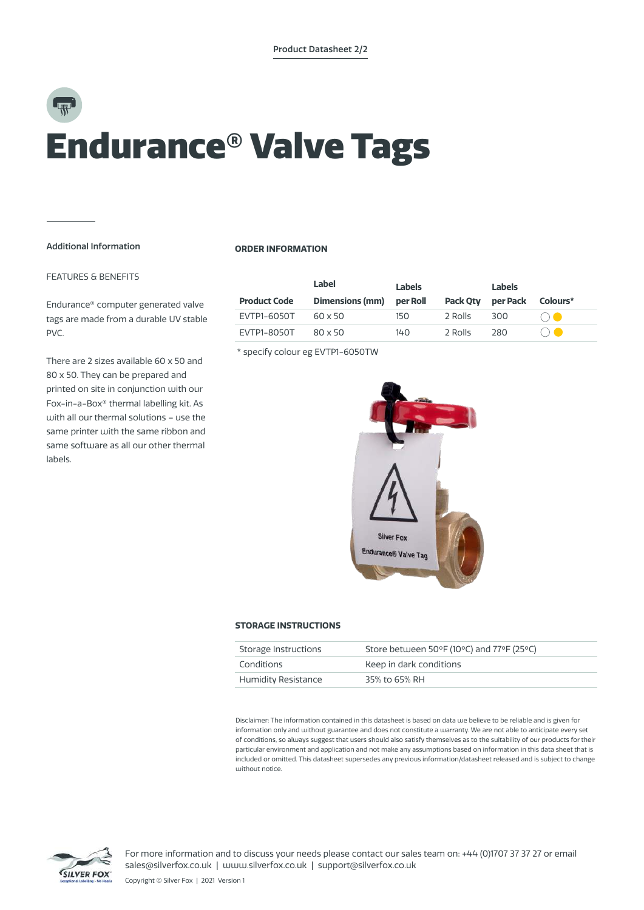# Endurance® Valve Tags

## Additional Information

FEATURES & BENEFITS

Endurance® computer generated valve tags are made from a durable UV stable PVC.

There are 2 sizes available 60 x 50 and 80 x 50. They can be prepared and printed on site in conjunction with our Fox-in-a-Box® thermal labelling kit. As with all our thermal solutions – use the same printer with the same ribbon and same software as all our other thermal labels.

## ORDER INFORMATION

| Product Code | Label Dimensions (mm) | Labels per Roll | Pack Qty | Labels per Pack | Colours* |
|---|---|---|---|---|---|
| EVTP1-6050T | 60 x 50 | 150 | 2 Rolls | 300 | ○ ● |
| EVTP1-8050T | 80 x 50 | 140 | 2 Rolls | 280 | ○ ● |

* specify colour eg EVTP1-6050TW

## STORAGE INSTRUCTIONS

| | |
|---|---|
| Storage Instructions | Store between 50°F (10°C) and 77°F (25°C) |
| Conditions | Keep in dark conditions |
| Humidity Resistance | 35% to 65% RH |

Disclaimer: The information contained in this datasheet is based on data we believe to be reliable and is given for information only and without guarantee and does not constitute a warranty. We are not able to anticipate every set of conditions, so always suggest that users should also satisfy themselves as to the suitability of our products for their particular environment and application and not make any assumptions based on information in this data sheet that is included or omitted. This datasheet supersedes any previous information/datasheet released and is subject to change without notice.

For more information and to discuss your needs please contact our sales team on: +44 (0)1707 37 37 27 or email sales@silverfox.co.uk | www.silverfox.co.uk | support@silverfox.co.uk

Copyright © Silver Fox | 2021 Version 1